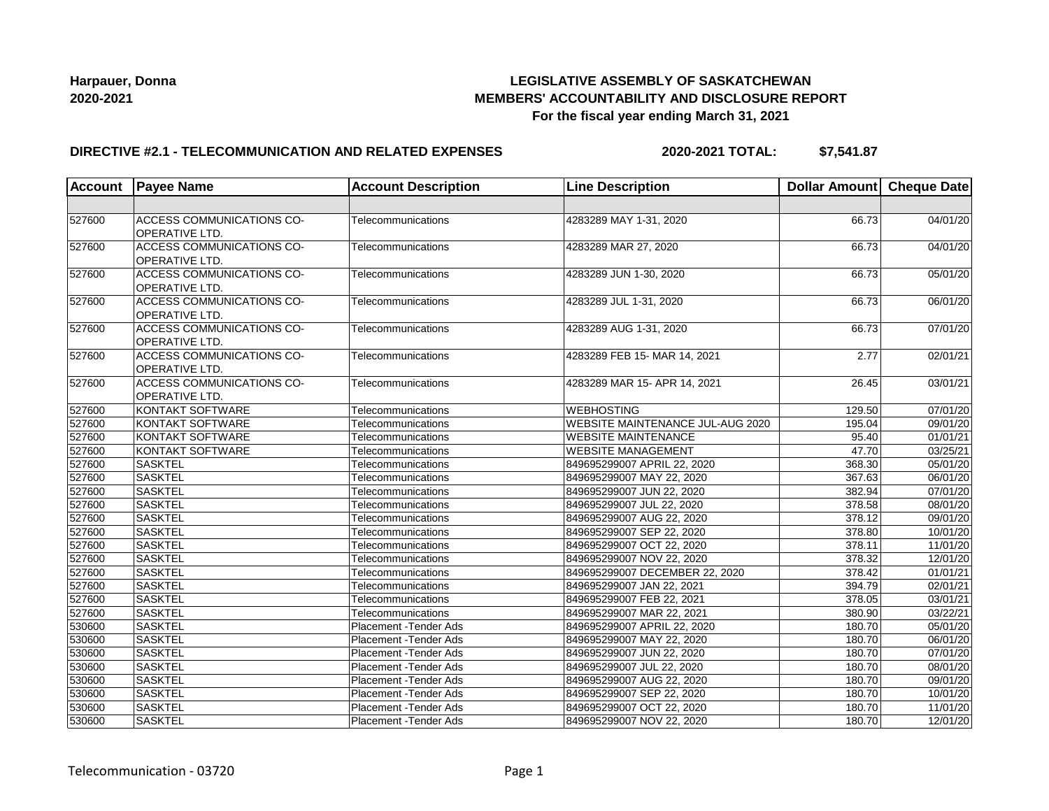**Harpauer, Donna**
**2020-2021**

**LEGISLATIVE ASSEMBLY OF SASKATCHEWAN**
**MEMBERS' ACCOUNTABILITY AND DISCLOSURE REPORT**
**For the fiscal year ending March 31, 2021**

**DIRECTIVE #2.1 - TELECOMMUNICATION AND RELATED EXPENSES** **2020-2021 TOTAL: $7,541.87**

| Account | Payee Name | Account Description | Line Description | Dollar Amount | Cheque Date |
|---|---|---|---|---|---|
| | | | | | |
| 527600 | ACCESS COMMUNICATIONS CO-OPERATIVE LTD. | Telecommunications | 4283289 MAY 1-31, 2020 | 66.73 | 04/01/20 |
| 527600 | ACCESS COMMUNICATIONS CO-OPERATIVE LTD. | Telecommunications | 4283289 MAR 27, 2020 | 66.73 | 04/01/20 |
| 527600 | ACCESS COMMUNICATIONS CO-OPERATIVE LTD. | Telecommunications | 4283289 JUN 1-30, 2020 | 66.73 | 05/01/20 |
| 527600 | ACCESS COMMUNICATIONS CO-OPERATIVE LTD. | Telecommunications | 4283289 JUL 1-31, 2020 | 66.73 | 06/01/20 |
| 527600 | ACCESS COMMUNICATIONS CO-OPERATIVE LTD. | Telecommunications | 4283289 AUG 1-31, 2020 | 66.73 | 07/01/20 |
| 527600 | ACCESS COMMUNICATIONS CO-OPERATIVE LTD. | Telecommunications | 4283289 FEB 15- MAR 14, 2021 | 2.77 | 02/01/21 |
| 527600 | ACCESS COMMUNICATIONS CO-OPERATIVE LTD. | Telecommunications | 4283289 MAR 15- APR 14, 2021 | 26.45 | 03/01/21 |
| 527600 | KONTAKT SOFTWARE | Telecommunications | WEBHOSTING | 129.50 | 07/01/20 |
| 527600 | KONTAKT SOFTWARE | Telecommunications | WEBSITE MAINTENANCE JUL-AUG 2020 | 195.04 | 09/01/20 |
| 527600 | KONTAKT SOFTWARE | Telecommunications | WEBSITE MAINTENANCE | 95.40 | 01/01/21 |
| 527600 | KONTAKT SOFTWARE | Telecommunications | WEBSITE MANAGEMENT | 47.70 | 03/25/21 |
| 527600 | SASKTEL | Telecommunications | 849695299007 APRIL 22, 2020 | 368.30 | 05/01/20 |
| 527600 | SASKTEL | Telecommunications | 849695299007 MAY 22, 2020 | 367.63 | 06/01/20 |
| 527600 | SASKTEL | Telecommunications | 849695299007 JUN 22, 2020 | 382.94 | 07/01/20 |
| 527600 | SASKTEL | Telecommunications | 849695299007 JUL 22, 2020 | 378.58 | 08/01/20 |
| 527600 | SASKTEL | Telecommunications | 849695299007 AUG 22, 2020 | 378.12 | 09/01/20 |
| 527600 | SASKTEL | Telecommunications | 849695299007 SEP 22, 2020 | 378.80 | 10/01/20 |
| 527600 | SASKTEL | Telecommunications | 849695299007 OCT 22, 2020 | 378.11 | 11/01/20 |
| 527600 | SASKTEL | Telecommunications | 849695299007 NOV 22, 2020 | 378.32 | 12/01/20 |
| 527600 | SASKTEL | Telecommunications | 849695299007 DECEMBER 22, 2020 | 378.42 | 01/01/21 |
| 527600 | SASKTEL | Telecommunications | 849695299007 JAN 22, 2021 | 394.79 | 02/01/21 |
| 527600 | SASKTEL | Telecommunications | 849695299007 FEB 22, 2021 | 378.05 | 03/01/21 |
| 527600 | SASKTEL | Telecommunications | 849695299007 MAR 22, 2021 | 380.90 | 03/22/21 |
| 530600 | SASKTEL | Placement -Tender Ads | 849695299007 APRIL 22, 2020 | 180.70 | 05/01/20 |
| 530600 | SASKTEL | Placement -Tender Ads | 849695299007 MAY 22, 2020 | 180.70 | 06/01/20 |
| 530600 | SASKTEL | Placement -Tender Ads | 849695299007 JUN 22, 2020 | 180.70 | 07/01/20 |
| 530600 | SASKTEL | Placement -Tender Ads | 849695299007 JUL 22, 2020 | 180.70 | 08/01/20 |
| 530600 | SASKTEL | Placement -Tender Ads | 849695299007 AUG 22, 2020 | 180.70 | 09/01/20 |
| 530600 | SASKTEL | Placement -Tender Ads | 849695299007 SEP 22, 2020 | 180.70 | 10/01/20 |
| 530600 | SASKTEL | Placement -Tender Ads | 849695299007 OCT 22, 2020 | 180.70 | 11/01/20 |
| 530600 | SASKTEL | Placement -Tender Ads | 849695299007 NOV 22, 2020 | 180.70 | 12/01/20 |

Telecommunication - 03720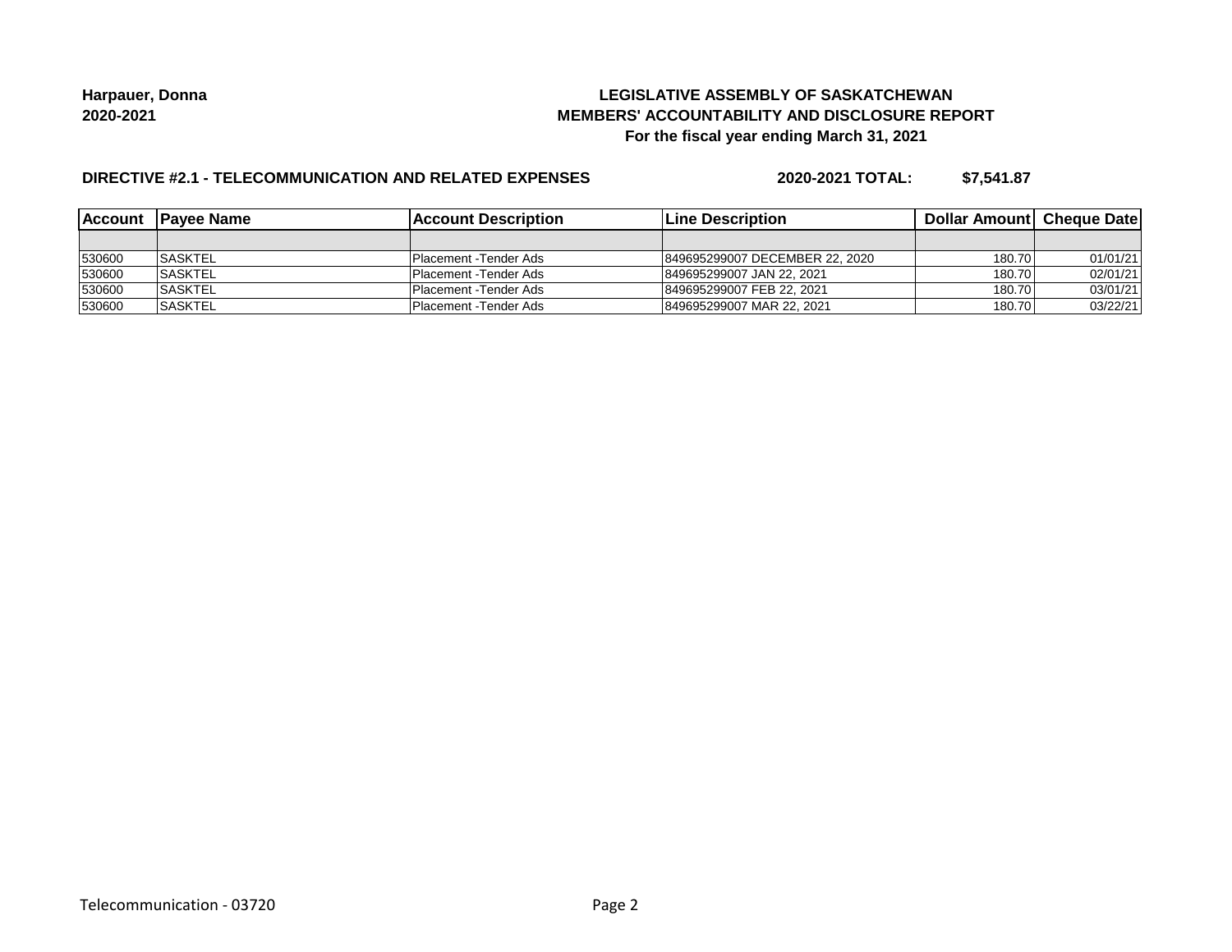**Harpauer, Donna**
**2020-2021**

**LEGISLATIVE ASSEMBLY OF SASKATCHEWAN**
**MEMBERS' ACCOUNTABILITY AND DISCLOSURE REPORT**
**For the fiscal year ending March 31, 2021**

**DIRECTIVE #2.1 - TELECOMMUNICATION AND RELATED EXPENSES** **2020-2021 TOTAL: $7,541.87**

| Account | Payee Name | Account Description | Line Description | Dollar Amount | Cheque Date |
|---|---|---|---|---|---|
| | | | | | |
| 530600 | SASKTEL | Placement -Tender Ads | 849695299007 DECEMBER 22, 2020 | 180.70 | 01/01/21 |
| 530600 | SASKTEL | Placement -Tender Ads | 849695299007 JAN 22, 2021 | 180.70 | 02/01/21 |
| 530600 | SASKTEL | Placement -Tender Ads | 849695299007 FEB 22, 2021 | 180.70 | 03/01/21 |
| 530600 | SASKTEL | Placement -Tender Ads | 849695299007 MAR 22, 2021 | 180.70 | 03/22/21 |

Telecommunication - 03720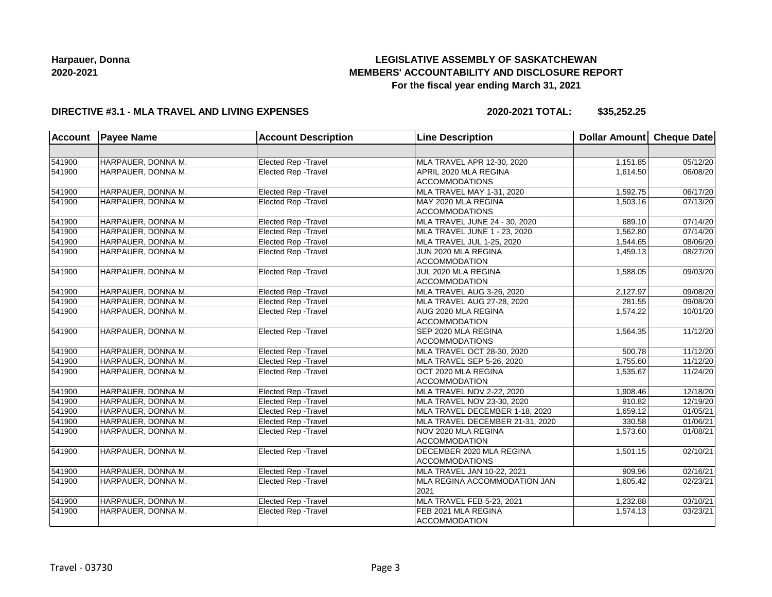**Harpauer, Donna**
**2020-2021**

**LEGISLATIVE ASSEMBLY OF SASKATCHEWAN**
**MEMBERS' ACCOUNTABILITY AND DISCLOSURE REPORT**
**For the fiscal year ending March 31, 2021**

**DIRECTIVE #3.1 - MLA TRAVEL AND LIVING EXPENSES** **2020-2021 TOTAL: $35,252.25**

| Account | Payee Name | Account Description | Line Description | Dollar Amount | Cheque Date |
|---|---|---|---|---|---|
| | | | | | |
| 541900 | HARPAUER, DONNA M. | Elected Rep -Travel | MLA TRAVEL APR 12-30, 2020 | 1,151.85 | 05/12/20 |
| 541900 | HARPAUER, DONNA M. | Elected Rep -Travel | APRIL 2020 MLA REGINA ACCOMMODATIONS | 1,614.50 | 06/08/20 |
| 541900 | HARPAUER, DONNA M. | Elected Rep -Travel | MLA TRAVEL MAY 1-31, 2020 | 1,592.75 | 06/17/20 |
| 541900 | HARPAUER, DONNA M. | Elected Rep -Travel | MAY 2020 MLA REGINA ACCOMMODATIONS | 1,503.16 | 07/13/20 |
| 541900 | HARPAUER, DONNA M. | Elected Rep -Travel | MLA TRAVEL JUNE 24 - 30, 2020 | 689.10 | 07/14/20 |
| 541900 | HARPAUER, DONNA M. | Elected Rep -Travel | MLA TRAVEL JUNE 1 - 23, 2020 | 1,562.80 | 07/14/20 |
| 541900 | HARPAUER, DONNA M. | Elected Rep -Travel | MLA TRAVEL JUL 1-25, 2020 | 1,544.65 | 08/06/20 |
| 541900 | HARPAUER, DONNA M. | Elected Rep -Travel | JUN 2020 MLA REGINA ACCOMMODATION | 1,459.13 | 08/27/20 |
| 541900 | HARPAUER, DONNA M. | Elected Rep -Travel | JUL 2020 MLA REGINA ACCOMMODATION | 1,588.05 | 09/03/20 |
| 541900 | HARPAUER, DONNA M. | Elected Rep -Travel | MLA TRAVEL AUG 3-26, 2020 | 2,127.97 | 09/08/20 |
| 541900 | HARPAUER, DONNA M. | Elected Rep -Travel | MLA TRAVEL AUG 27-28, 2020 | 281.55 | 09/08/20 |
| 541900 | HARPAUER, DONNA M. | Elected Rep -Travel | AUG 2020 MLA REGINA ACCOMMODATION | 1,574.22 | 10/01/20 |
| 541900 | HARPAUER, DONNA M. | Elected Rep -Travel | SEP 2020 MLA REGINA ACCOMMODATIONS | 1,564.35 | 11/12/20 |
| 541900 | HARPAUER, DONNA M. | Elected Rep -Travel | MLA TRAVEL OCT 28-30, 2020 | 500.78 | 11/12/20 |
| 541900 | HARPAUER, DONNA M. | Elected Rep -Travel | MLA TRAVEL SEP 5-26, 2020 | 1,755.60 | 11/12/20 |
| 541900 | HARPAUER, DONNA M. | Elected Rep -Travel | OCT 2020 MLA REGINA ACCOMMODATION | 1,535.67 | 11/24/20 |
| 541900 | HARPAUER, DONNA M. | Elected Rep -Travel | MLA TRAVEL NOV 2-22, 2020 | 1,908.46 | 12/18/20 |
| 541900 | HARPAUER, DONNA M. | Elected Rep -Travel | MLA TRAVEL NOV 23-30, 2020 | 910.82 | 12/19/20 |
| 541900 | HARPAUER, DONNA M. | Elected Rep -Travel | MLA TRAVEL DECEMBER 1-18, 2020 | 1,659.12 | 01/05/21 |
| 541900 | HARPAUER, DONNA M. | Elected Rep -Travel | MLA TRAVEL DECEMBER 21-31, 2020 | 330.58 | 01/06/21 |
| 541900 | HARPAUER, DONNA M. | Elected Rep -Travel | NOV 2020 MLA REGINA ACCOMMODATION | 1,573.60 | 01/08/21 |
| 541900 | HARPAUER, DONNA M. | Elected Rep -Travel | DECEMBER 2020 MLA REGINA ACCOMMODATIONS | 1,501.15 | 02/10/21 |
| 541900 | HARPAUER, DONNA M. | Elected Rep -Travel | MLA TRAVEL JAN 10-22, 2021 | 909.96 | 02/16/21 |
| 541900 | HARPAUER, DONNA M. | Elected Rep -Travel | MLA REGINA ACCOMMODATION JAN 2021 | 1,605.42 | 02/23/21 |
| 541900 | HARPAUER, DONNA M. | Elected Rep -Travel | MLA TRAVEL FEB 5-23, 2021 | 1,232.88 | 03/10/21 |
| 541900 | HARPAUER, DONNA M. | Elected Rep -Travel | FEB 2021 MLA REGINA ACCOMMODATION | 1,574.13 | 03/23/21 |

Travel - 03730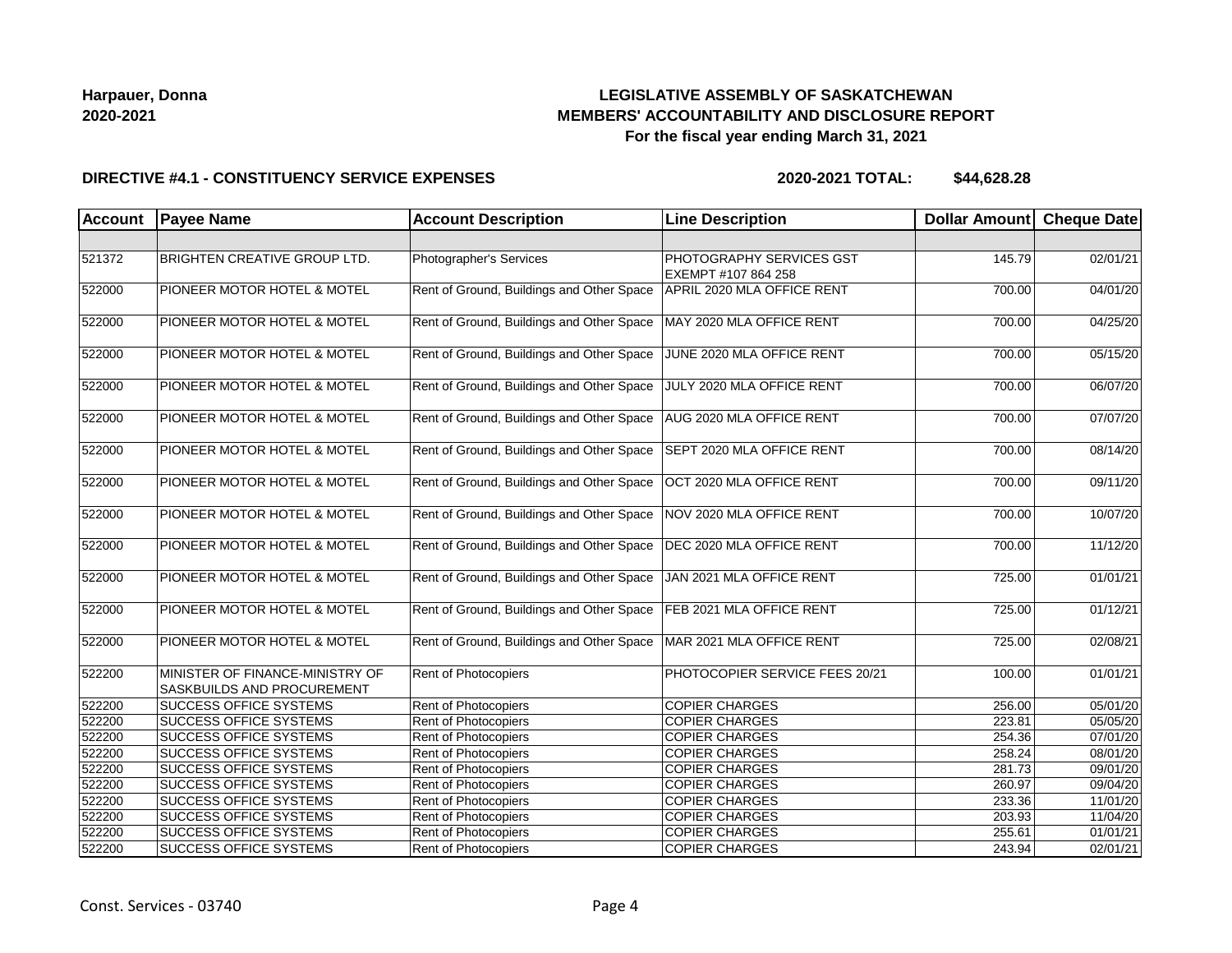**Harpauer, Donna**
**2020-2021**

## LEGISLATIVE ASSEMBLY OF SASKATCHEWAN
## MEMBERS' ACCOUNTABILITY AND DISCLOSURE REPORT
### For the fiscal year ending March 31, 2021

**DIRECTIVE #4.1 - CONSTITUENCY SERVICE EXPENSES** **2020-2021 TOTAL: $44,628.28**

| Account | Payee Name | Account Description | Line Description | Dollar Amount | Cheque Date |
|---|---|---|---|---|---|
| | | | | | |
| 521372 | BRIGHTEN CREATIVE GROUP LTD. | Photographer's Services | PHOTOGRAPHY SERVICES GST EXEMPT #107 864 258 | 145.79 | 02/01/21 |
| 522000 | PIONEER MOTOR HOTEL & MOTEL | Rent of Ground, Buildings and Other Space | APRIL 2020 MLA OFFICE RENT | 700.00 | 04/01/20 |
| 522000 | PIONEER MOTOR HOTEL & MOTEL | Rent of Ground, Buildings and Other Space | MAY 2020 MLA OFFICE RENT | 700.00 | 04/25/20 |
| 522000 | PIONEER MOTOR HOTEL & MOTEL | Rent of Ground, Buildings and Other Space | JUNE 2020 MLA OFFICE RENT | 700.00 | 05/15/20 |
| 522000 | PIONEER MOTOR HOTEL & MOTEL | Rent of Ground, Buildings and Other Space | JULY 2020 MLA OFFICE RENT | 700.00 | 06/07/20 |
| 522000 | PIONEER MOTOR HOTEL & MOTEL | Rent of Ground, Buildings and Other Space | AUG 2020 MLA OFFICE RENT | 700.00 | 07/07/20 |
| 522000 | PIONEER MOTOR HOTEL & MOTEL | Rent of Ground, Buildings and Other Space | SEPT 2020 MLA OFFICE RENT | 700.00 | 08/14/20 |
| 522000 | PIONEER MOTOR HOTEL & MOTEL | Rent of Ground, Buildings and Other Space | OCT 2020 MLA OFFICE RENT | 700.00 | 09/11/20 |
| 522000 | PIONEER MOTOR HOTEL & MOTEL | Rent of Ground, Buildings and Other Space | NOV 2020 MLA OFFICE RENT | 700.00 | 10/07/20 |
| 522000 | PIONEER MOTOR HOTEL & MOTEL | Rent of Ground, Buildings and Other Space | DEC 2020 MLA OFFICE RENT | 700.00 | 11/12/20 |
| 522000 | PIONEER MOTOR HOTEL & MOTEL | Rent of Ground, Buildings and Other Space | JAN 2021 MLA OFFICE RENT | 725.00 | 01/01/21 |
| 522000 | PIONEER MOTOR HOTEL & MOTEL | Rent of Ground, Buildings and Other Space | FEB 2021 MLA OFFICE RENT | 725.00 | 01/12/21 |
| 522000 | PIONEER MOTOR HOTEL & MOTEL | Rent of Ground, Buildings and Other Space | MAR 2021 MLA OFFICE RENT | 725.00 | 02/08/21 |
| 522200 | MINISTER OF FINANCE-MINISTRY OF SASKBUILDS AND PROCUREMENT | Rent of Photocopiers | PHOTOCOPIER SERVICE FEES 20/21 | 100.00 | 01/01/21 |
| 522200 | SUCCESS OFFICE SYSTEMS | Rent of Photocopiers | COPIER CHARGES | 256.00 | 05/01/20 |
| 522200 | SUCCESS OFFICE SYSTEMS | Rent of Photocopiers | COPIER CHARGES | 223.81 | 05/05/20 |
| 522200 | SUCCESS OFFICE SYSTEMS | Rent of Photocopiers | COPIER CHARGES | 254.36 | 07/01/20 |
| 522200 | SUCCESS OFFICE SYSTEMS | Rent of Photocopiers | COPIER CHARGES | 258.24 | 08/01/20 |
| 522200 | SUCCESS OFFICE SYSTEMS | Rent of Photocopiers | COPIER CHARGES | 281.73 | 09/01/20 |
| 522200 | SUCCESS OFFICE SYSTEMS | Rent of Photocopiers | COPIER CHARGES | 260.97 | 09/04/20 |
| 522200 | SUCCESS OFFICE SYSTEMS | Rent of Photocopiers | COPIER CHARGES | 233.36 | 11/01/20 |
| 522200 | SUCCESS OFFICE SYSTEMS | Rent of Photocopiers | COPIER CHARGES | 203.93 | 11/04/20 |
| 522200 | SUCCESS OFFICE SYSTEMS | Rent of Photocopiers | COPIER CHARGES | 255.61 | 01/01/21 |
| 522200 | SUCCESS OFFICE SYSTEMS | Rent of Photocopiers | COPIER CHARGES | 243.94 | 02/01/21 |

Const. Services - 03740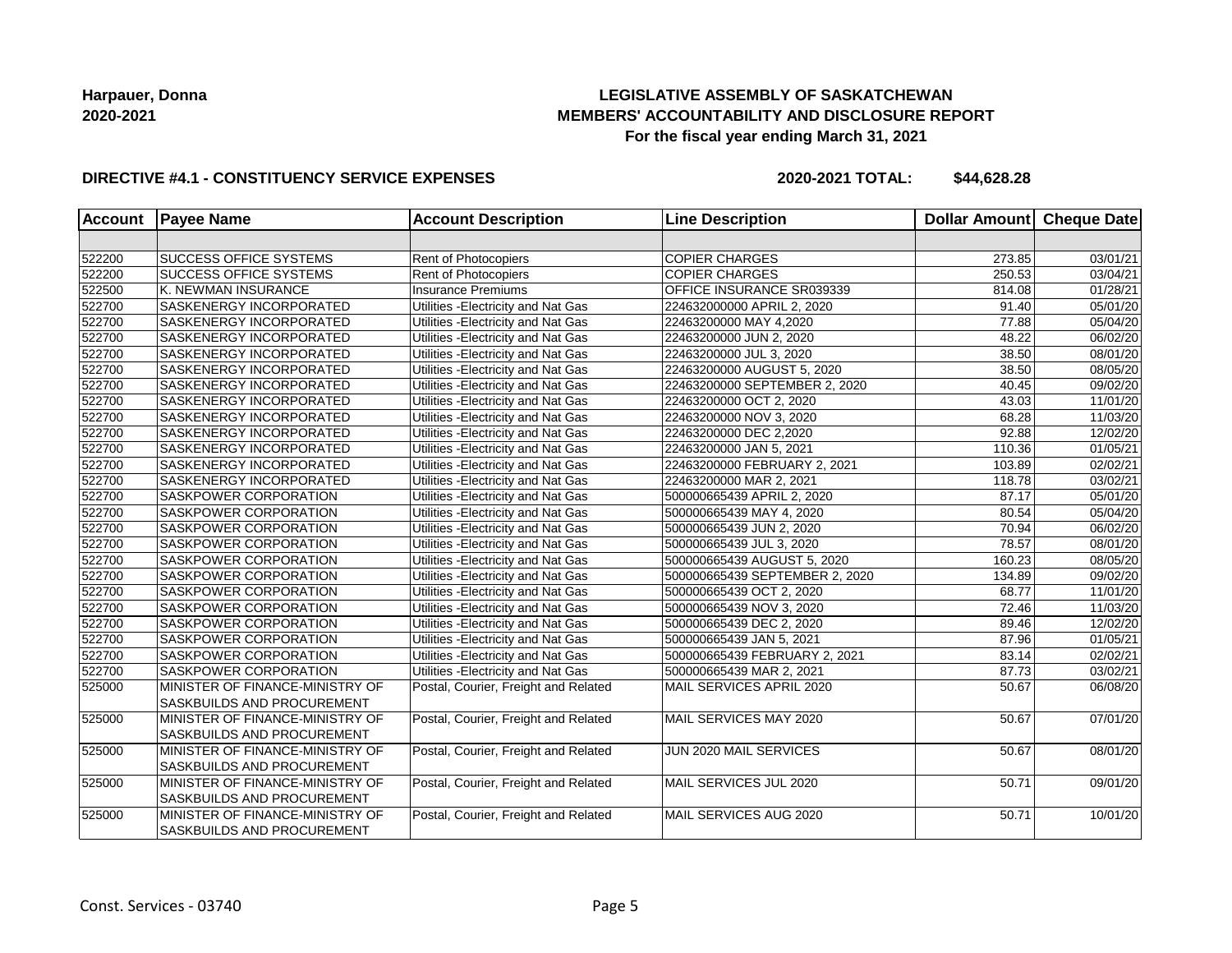**Harpauer, Donna**
**2020-2021**

**LEGISLATIVE ASSEMBLY OF SASKATCHEWAN**
**MEMBERS' ACCOUNTABILITY AND DISCLOSURE REPORT**
**For the fiscal year ending March 31, 2021**

**DIRECTIVE #4.1 - CONSTITUENCY SERVICE EXPENSES** **2020-2021 TOTAL: $44,628.28**

| Account | Payee Name | Account Description | Line Description | Dollar Amount | Cheque Date |
|---|---|---|---|---|---|
| | | | | | |
| 522200 | SUCCESS OFFICE SYSTEMS | Rent of Photocopiers | COPIER CHARGES | 273.85 | 03/01/21 |
| 522200 | SUCCESS OFFICE SYSTEMS | Rent of Photocopiers | COPIER CHARGES | 250.53 | 03/04/21 |
| 522500 | K. NEWMAN INSURANCE | Insurance Premiums | OFFICE INSURANCE SR039339 | 814.08 | 01/28/21 |
| 522700 | SASKENERGY INCORPORATED | Utilities -Electricity and Nat Gas | 224632000000 APRIL 2, 2020 | 91.40 | 05/01/20 |
| 522700 | SASKENERGY INCORPORATED | Utilities -Electricity and Nat Gas | 22463200000 MAY 4,2020 | 77.88 | 05/04/20 |
| 522700 | SASKENERGY INCORPORATED | Utilities -Electricity and Nat Gas | 22463200000 JUN 2, 2020 | 48.22 | 06/02/20 |
| 522700 | SASKENERGY INCORPORATED | Utilities -Electricity and Nat Gas | 22463200000 JUL 3, 2020 | 38.50 | 08/01/20 |
| 522700 | SASKENERGY INCORPORATED | Utilities -Electricity and Nat Gas | 22463200000 AUGUST 5, 2020 | 38.50 | 08/05/20 |
| 522700 | SASKENERGY INCORPORATED | Utilities -Electricity and Nat Gas | 22463200000 SEPTEMBER 2, 2020 | 40.45 | 09/02/20 |
| 522700 | SASKENERGY INCORPORATED | Utilities -Electricity and Nat Gas | 22463200000 OCT 2, 2020 | 43.03 | 11/01/20 |
| 522700 | SASKENERGY INCORPORATED | Utilities -Electricity and Nat Gas | 22463200000 NOV 3, 2020 | 68.28 | 11/03/20 |
| 522700 | SASKENERGY INCORPORATED | Utilities -Electricity and Nat Gas | 22463200000 DEC 2,2020 | 92.88 | 12/02/20 |
| 522700 | SASKENERGY INCORPORATED | Utilities -Electricity and Nat Gas | 22463200000 JAN 5, 2021 | 110.36 | 01/05/21 |
| 522700 | SASKENERGY INCORPORATED | Utilities -Electricity and Nat Gas | 22463200000 FEBRUARY 2, 2021 | 103.89 | 02/02/21 |
| 522700 | SASKENERGY INCORPORATED | Utilities -Electricity and Nat Gas | 22463200000 MAR 2, 2021 | 118.78 | 03/02/21 |
| 522700 | SASKPOWER CORPORATION | Utilities -Electricity and Nat Gas | 500000665439 APRIL 2, 2020 | 87.17 | 05/01/20 |
| 522700 | SASKPOWER CORPORATION | Utilities -Electricity and Nat Gas | 500000665439 MAY 4, 2020 | 80.54 | 05/04/20 |
| 522700 | SASKPOWER CORPORATION | Utilities -Electricity and Nat Gas | 500000665439 JUN 2, 2020 | 70.94 | 06/02/20 |
| 522700 | SASKPOWER CORPORATION | Utilities -Electricity and Nat Gas | 500000665439 JUL 3, 2020 | 78.57 | 08/01/20 |
| 522700 | SASKPOWER CORPORATION | Utilities -Electricity and Nat Gas | 500000665439 AUGUST 5, 2020 | 160.23 | 08/05/20 |
| 522700 | SASKPOWER CORPORATION | Utilities -Electricity and Nat Gas | 500000665439 SEPTEMBER 2, 2020 | 134.89 | 09/02/20 |
| 522700 | SASKPOWER CORPORATION | Utilities -Electricity and Nat Gas | 500000665439 OCT 2, 2020 | 68.77 | 11/01/20 |
| 522700 | SASKPOWER CORPORATION | Utilities -Electricity and Nat Gas | 500000665439 NOV 3, 2020 | 72.46 | 11/03/20 |
| 522700 | SASKPOWER CORPORATION | Utilities -Electricity and Nat Gas | 500000665439 DEC 2, 2020 | 89.46 | 12/02/20 |
| 522700 | SASKPOWER CORPORATION | Utilities -Electricity and Nat Gas | 500000665439 JAN 5, 2021 | 87.96 | 01/05/21 |
| 522700 | SASKPOWER CORPORATION | Utilities -Electricity and Nat Gas | 500000665439 FEBRUARY 2, 2021 | 83.14 | 02/02/21 |
| 522700 | SASKPOWER CORPORATION | Utilities -Electricity and Nat Gas | 500000665439 MAR 2, 2021 | 87.73 | 03/02/21 |
| 525000 | MINISTER OF FINANCE-MINISTRY OF SASKBUILDS AND PROCUREMENT | Postal, Courier, Freight and Related | MAIL SERVICES APRIL 2020 | 50.67 | 06/08/20 |
| 525000 | MINISTER OF FINANCE-MINISTRY OF SASKBUILDS AND PROCUREMENT | Postal, Courier, Freight and Related | MAIL SERVICES MAY 2020 | 50.67 | 07/01/20 |
| 525000 | MINISTER OF FINANCE-MINISTRY OF SASKBUILDS AND PROCUREMENT | Postal, Courier, Freight and Related | JUN 2020 MAIL SERVICES | 50.67 | 08/01/20 |
| 525000 | MINISTER OF FINANCE-MINISTRY OF SASKBUILDS AND PROCUREMENT | Postal, Courier, Freight and Related | MAIL SERVICES JUL 2020 | 50.71 | 09/01/20 |
| 525000 | MINISTER OF FINANCE-MINISTRY OF SASKBUILDS AND PROCUREMENT | Postal, Courier, Freight and Related | MAIL SERVICES AUG 2020 | 50.71 | 10/01/20 |

Const. Services - 03740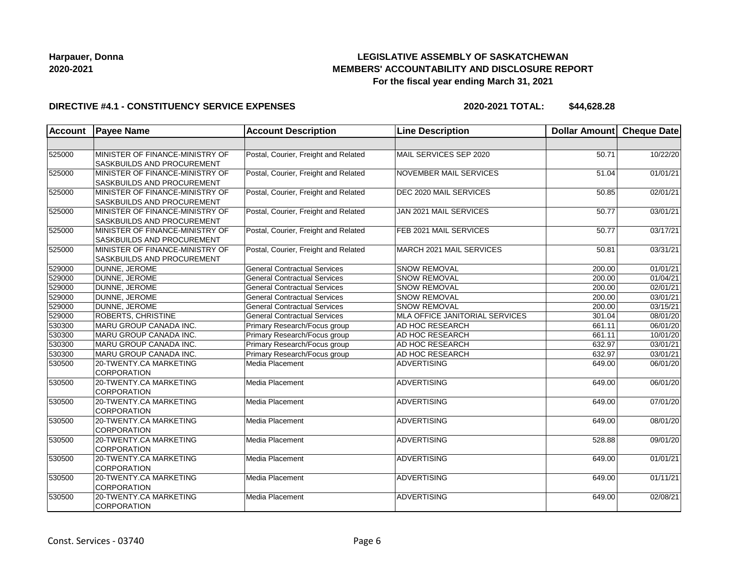**Harpauer, Donna**
**2020-2021**

# LEGISLATIVE ASSEMBLY OF SASKATCHEWAN
## MEMBERS' ACCOUNTABILITY AND DISCLOSURE REPORT
### For the fiscal year ending March 31, 2021

**DIRECTIVE #4.1 - CONSTITUENCY SERVICE EXPENSES** **2020-2021 TOTAL: $44,628.28**

| Account | Payee Name | Account Description | Line Description | Dollar Amount | Cheque Date |
|---|---|---|---|---|---|
| | | | | | |
| 525000 | MINISTER OF FINANCE-MINISTRY OF SASKBUILDS AND PROCUREMENT | Postal, Courier, Freight and Related | MAIL SERVICES SEP 2020 | 50.71 | 10/22/20 |
| 525000 | MINISTER OF FINANCE-MINISTRY OF SASKBUILDS AND PROCUREMENT | Postal, Courier, Freight and Related | NOVEMBER MAIL SERVICES | 51.04 | 01/01/21 |
| 525000 | MINISTER OF FINANCE-MINISTRY OF SASKBUILDS AND PROCUREMENT | Postal, Courier, Freight and Related | DEC 2020 MAIL SERVICES | 50.85 | 02/01/21 |
| 525000 | MINISTER OF FINANCE-MINISTRY OF SASKBUILDS AND PROCUREMENT | Postal, Courier, Freight and Related | JAN 2021 MAIL SERVICES | 50.77 | 03/01/21 |
| 525000 | MINISTER OF FINANCE-MINISTRY OF SASKBUILDS AND PROCUREMENT | Postal, Courier, Freight and Related | FEB 2021 MAIL SERVICES | 50.77 | 03/17/21 |
| 525000 | MINISTER OF FINANCE-MINISTRY OF SASKBUILDS AND PROCUREMENT | Postal, Courier, Freight and Related | MARCH 2021 MAIL SERVICES | 50.81 | 03/31/21 |
| 529000 | DUNNE, JEROME | General Contractual Services | SNOW REMOVAL | 200.00 | 01/01/21 |
| 529000 | DUNNE, JEROME | General Contractual Services | SNOW REMOVAL | 200.00 | 01/04/21 |
| 529000 | DUNNE, JEROME | General Contractual Services | SNOW REMOVAL | 200.00 | 02/01/21 |
| 529000 | DUNNE, JEROME | General Contractual Services | SNOW REMOVAL | 200.00 | 03/01/21 |
| 529000 | DUNNE, JEROME | General Contractual Services | SNOW REMOVAL | 200.00 | 03/15/21 |
| 529000 | ROBERTS, CHRISTINE | General Contractual Services | MLA OFFICE JANITORIAL SERVICES | 301.04 | 08/01/20 |
| 530300 | MARU GROUP CANADA INC. | Primary Research/Focus group | AD HOC RESEARCH | 661.11 | 06/01/20 |
| 530300 | MARU GROUP CANADA INC. | Primary Research/Focus group | AD HOC RESEARCH | 661.11 | 10/01/20 |
| 530300 | MARU GROUP CANADA INC. | Primary Research/Focus group | AD HOC RESEARCH | 632.97 | 03/01/21 |
| 530300 | MARU GROUP CANADA INC. | Primary Research/Focus group | AD HOC RESEARCH | 632.97 | 03/01/21 |
| 530500 | 20-TWENTY.CA MARKETING CORPORATION | Media Placement | ADVERTISING | 649.00 | 06/01/20 |
| 530500 | 20-TWENTY.CA MARKETING CORPORATION | Media Placement | ADVERTISING | 649.00 | 06/01/20 |
| 530500 | 20-TWENTY.CA MARKETING CORPORATION | Media Placement | ADVERTISING | 649.00 | 07/01/20 |
| 530500 | 20-TWENTY.CA MARKETING CORPORATION | Media Placement | ADVERTISING | 649.00 | 08/01/20 |
| 530500 | 20-TWENTY.CA MARKETING CORPORATION | Media Placement | ADVERTISING | 528.88 | 09/01/20 |
| 530500 | 20-TWENTY.CA MARKETING CORPORATION | Media Placement | ADVERTISING | 649.00 | 01/01/21 |
| 530500 | 20-TWENTY.CA MARKETING CORPORATION | Media Placement | ADVERTISING | 649.00 | 01/11/21 |
| 530500 | 20-TWENTY.CA MARKETING CORPORATION | Media Placement | ADVERTISING | 649.00 | 02/08/21 |

Const. Services - 03740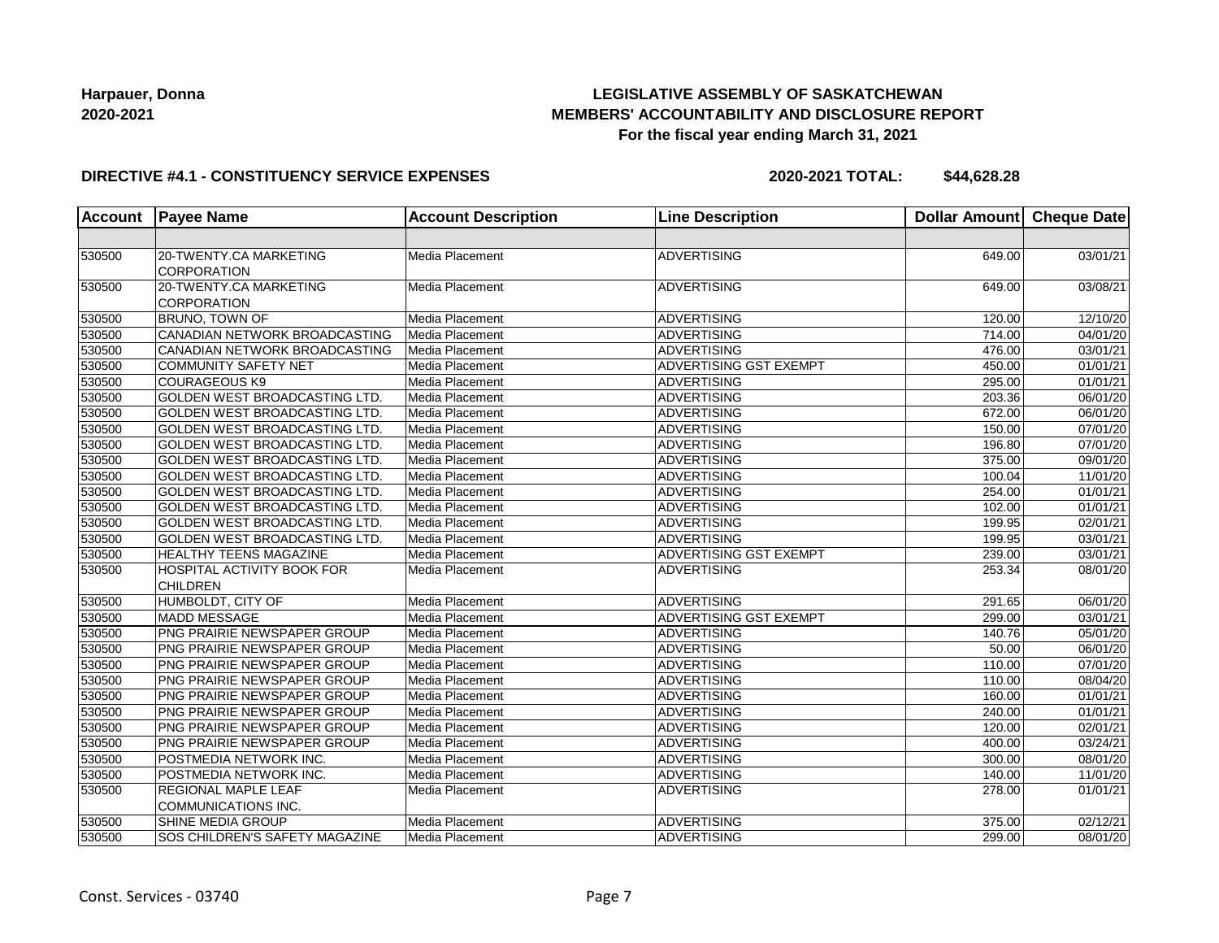**Harpauer, Donna**
**2020-2021**

**LEGISLATIVE ASSEMBLY OF SASKATCHEWAN**
**MEMBERS' ACCOUNTABILITY AND DISCLOSURE REPORT**
**For the fiscal year ending March 31, 2021**

**DIRECTIVE #4.1 - CONSTITUENCY SERVICE EXPENSES** **2020-2021 TOTAL: $44,628.28**

| Account | Payee Name | Account Description | Line Description | Dollar Amount | Cheque Date |
|---|---|---|---|---|---|
| | | | | | |
| 530500 | 20-TWENTY.CA MARKETING CORPORATION | Media Placement | ADVERTISING | 649.00 | 03/01/21 |
| 530500 | 20-TWENTY.CA MARKETING CORPORATION | Media Placement | ADVERTISING | 649.00 | 03/08/21 |
| 530500 | BRUNO, TOWN OF | Media Placement | ADVERTISING | 120.00 | 12/10/20 |
| 530500 | CANADIAN NETWORK BROADCASTING | Media Placement | ADVERTISING | 714.00 | 04/01/20 |
| 530500 | CANADIAN NETWORK BROADCASTING | Media Placement | ADVERTISING | 476.00 | 03/01/21 |
| 530500 | COMMUNITY SAFETY NET | Media Placement | ADVERTISING GST EXEMPT | 450.00 | 01/01/21 |
| 530500 | COURAGEOUS K9 | Media Placement | ADVERTISING | 295.00 | 01/01/21 |
| 530500 | GOLDEN WEST BROADCASTING LTD. | Media Placement | ADVERTISING | 203.36 | 06/01/20 |
| 530500 | GOLDEN WEST BROADCASTING LTD. | Media Placement | ADVERTISING | 672.00 | 06/01/20 |
| 530500 | GOLDEN WEST BROADCASTING LTD. | Media Placement | ADVERTISING | 150.00 | 07/01/20 |
| 530500 | GOLDEN WEST BROADCASTING LTD. | Media Placement | ADVERTISING | 196.80 | 07/01/20 |
| 530500 | GOLDEN WEST BROADCASTING LTD. | Media Placement | ADVERTISING | 375.00 | 09/01/20 |
| 530500 | GOLDEN WEST BROADCASTING LTD. | Media Placement | ADVERTISING | 100.04 | 11/01/20 |
| 530500 | GOLDEN WEST BROADCASTING LTD. | Media Placement | ADVERTISING | 254.00 | 01/01/21 |
| 530500 | GOLDEN WEST BROADCASTING LTD. | Media Placement | ADVERTISING | 102.00 | 01/01/21 |
| 530500 | GOLDEN WEST BROADCASTING LTD. | Media Placement | ADVERTISING | 199.95 | 02/01/21 |
| 530500 | GOLDEN WEST BROADCASTING LTD. | Media Placement | ADVERTISING | 199.95 | 03/01/21 |
| 530500 | HEALTHY TEENS MAGAZINE | Media Placement | ADVERTISING GST EXEMPT | 239.00 | 03/01/21 |
| 530500 | HOSPITAL ACTIVITY BOOK FOR CHILDREN | Media Placement | ADVERTISING | 253.34 | 08/01/20 |
| 530500 | HUMBOLDT, CITY OF | Media Placement | ADVERTISING | 291.65 | 06/01/20 |
| 530500 | MADD MESSAGE | Media Placement | ADVERTISING GST EXEMPT | 299.00 | 03/01/21 |
| 530500 | PNG PRAIRIE NEWSPAPER GROUP | Media Placement | ADVERTISING | 140.76 | 05/01/20 |
| 530500 | PNG PRAIRIE NEWSPAPER GROUP | Media Placement | ADVERTISING | 50.00 | 06/01/20 |
| 530500 | PNG PRAIRIE NEWSPAPER GROUP | Media Placement | ADVERTISING | 110.00 | 07/01/20 |
| 530500 | PNG PRAIRIE NEWSPAPER GROUP | Media Placement | ADVERTISING | 110.00 | 08/04/20 |
| 530500 | PNG PRAIRIE NEWSPAPER GROUP | Media Placement | ADVERTISING | 160.00 | 01/01/21 |
| 530500 | PNG PRAIRIE NEWSPAPER GROUP | Media Placement | ADVERTISING | 240.00 | 01/01/21 |
| 530500 | PNG PRAIRIE NEWSPAPER GROUP | Media Placement | ADVERTISING | 120.00 | 02/01/21 |
| 530500 | PNG PRAIRIE NEWSPAPER GROUP | Media Placement | ADVERTISING | 400.00 | 03/24/21 |
| 530500 | POSTMEDIA NETWORK INC. | Media Placement | ADVERTISING | 300.00 | 08/01/20 |
| 530500 | POSTMEDIA NETWORK INC. | Media Placement | ADVERTISING | 140.00 | 11/01/20 |
| 530500 | REGIONAL MAPLE LEAF COMMUNICATIONS INC. | Media Placement | ADVERTISING | 278.00 | 01/01/21 |
| 530500 | SHINE MEDIA GROUP | Media Placement | ADVERTISING | 375.00 | 02/12/21 |
| 530500 | SOS CHILDREN'S SAFETY MAGAZINE | Media Placement | ADVERTISING | 299.00 | 08/01/20 |

Const. Services - 03740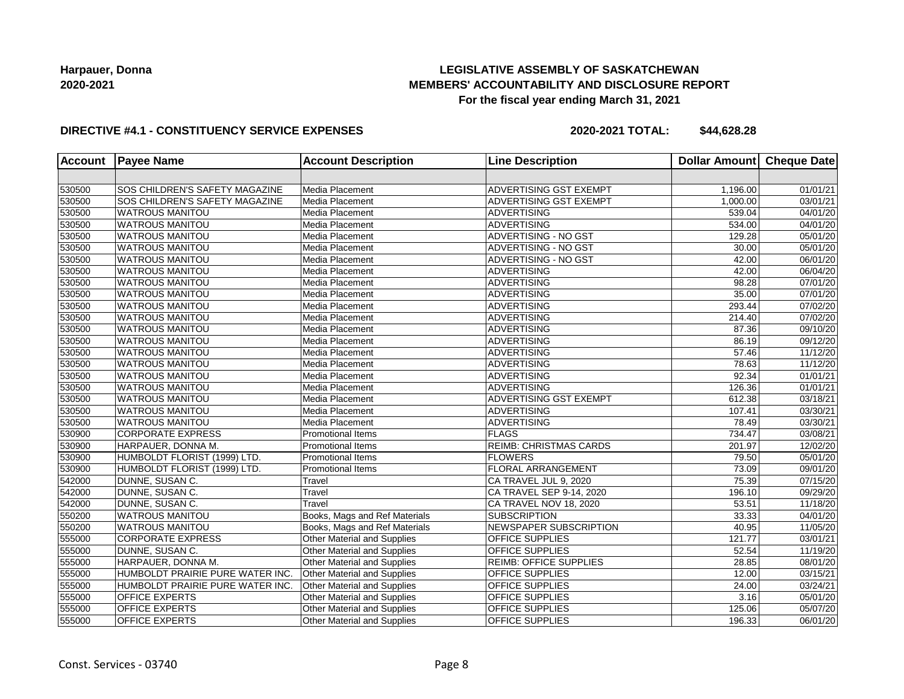**Harpauer, Donna**
**2020-2021**

## LEGISLATIVE ASSEMBLY OF SASKATCHEWAN
## MEMBERS' ACCOUNTABILITY AND DISCLOSURE REPORT
### For the fiscal year ending March 31, 2021

**DIRECTIVE #4.1 - CONSTITUENCY SERVICE EXPENSES** **2020-2021 TOTAL: $44,628.28**

| Account | Payee Name | Account Description | Line Description | Dollar Amount | Cheque Date |
|---|---|---|---|---|---|
| | | | | | |
| 530500 | SOS CHILDREN'S SAFETY MAGAZINE | Media Placement | ADVERTISING GST EXEMPT | 1,196.00 | 01/01/21 |
| 530500 | SOS CHILDREN'S SAFETY MAGAZINE | Media Placement | ADVERTISING GST EXEMPT | 1,000.00 | 03/01/21 |
| 530500 | WATROUS MANITOU | Media Placement | ADVERTISING | 539.04 | 04/01/20 |
| 530500 | WATROUS MANITOU | Media Placement | ADVERTISING | 534.00 | 04/01/20 |
| 530500 | WATROUS MANITOU | Media Placement | ADVERTISING - NO GST | 129.28 | 05/01/20 |
| 530500 | WATROUS MANITOU | Media Placement | ADVERTISING - NO GST | 30.00 | 05/01/20 |
| 530500 | WATROUS MANITOU | Media Placement | ADVERTISING - NO GST | 42.00 | 06/01/20 |
| 530500 | WATROUS MANITOU | Media Placement | ADVERTISING | 42.00 | 06/04/20 |
| 530500 | WATROUS MANITOU | Media Placement | ADVERTISING | 98.28 | 07/01/20 |
| 530500 | WATROUS MANITOU | Media Placement | ADVERTISING | 35.00 | 07/01/20 |
| 530500 | WATROUS MANITOU | Media Placement | ADVERTISING | 293.44 | 07/02/20 |
| 530500 | WATROUS MANITOU | Media Placement | ADVERTISING | 214.40 | 07/02/20 |
| 530500 | WATROUS MANITOU | Media Placement | ADVERTISING | 87.36 | 09/10/20 |
| 530500 | WATROUS MANITOU | Media Placement | ADVERTISING | 86.19 | 09/12/20 |
| 530500 | WATROUS MANITOU | Media Placement | ADVERTISING | 57.46 | 11/12/20 |
| 530500 | WATROUS MANITOU | Media Placement | ADVERTISING | 78.63 | 11/12/20 |
| 530500 | WATROUS MANITOU | Media Placement | ADVERTISING | 92.34 | 01/01/21 |
| 530500 | WATROUS MANITOU | Media Placement | ADVERTISING | 126.36 | 01/01/21 |
| 530500 | WATROUS MANITOU | Media Placement | ADVERTISING GST EXEMPT | 612.38 | 03/18/21 |
| 530500 | WATROUS MANITOU | Media Placement | ADVERTISING | 107.41 | 03/30/21 |
| 530500 | WATROUS MANITOU | Media Placement | ADVERTISING | 78.49 | 03/30/21 |
| 530900 | CORPORATE EXPRESS | Promotional Items | FLAGS | 734.47 | 03/08/21 |
| 530900 | HARPAUER, DONNA M. | Promotional Items | REIMB: CHRISTMAS CARDS | 201.97 | 12/02/20 |
| 530900 | HUMBOLDT FLORIST (1999) LTD. | Promotional Items | FLOWERS | 79.50 | 05/01/20 |
| 530900 | HUMBOLDT FLORIST (1999) LTD. | Promotional Items | FLORAL ARRANGEMENT | 73.09 | 09/01/20 |
| 542000 | DUNNE, SUSAN C. | Travel | CA TRAVEL JUL 9, 2020 | 75.39 | 07/15/20 |
| 542000 | DUNNE, SUSAN C. | Travel | CA TRAVEL SEP 9-14, 2020 | 196.10 | 09/29/20 |
| 542000 | DUNNE, SUSAN C. | Travel | CA TRAVEL NOV 18, 2020 | 53.51 | 11/18/20 |
| 550200 | WATROUS MANITOU | Books, Mags and Ref Materials | SUBSCRIPTION | 33.33 | 04/01/20 |
| 550200 | WATROUS MANITOU | Books, Mags and Ref Materials | NEWSPAPER SUBSCRIPTION | 40.95 | 11/05/20 |
| 555000 | CORPORATE EXPRESS | Other Material and Supplies | OFFICE SUPPLIES | 121.77 | 03/01/21 |
| 555000 | DUNNE, SUSAN C. | Other Material and Supplies | OFFICE SUPPLIES | 52.54 | 11/19/20 |
| 555000 | HARPAUER, DONNA M. | Other Material and Supplies | REIMB: OFFICE SUPPLIES | 28.85 | 08/01/20 |
| 555000 | HUMBOLDT PRAIRIE PURE WATER INC. | Other Material and Supplies | OFFICE SUPPLIES | 12.00 | 03/15/21 |
| 555000 | HUMBOLDT PRAIRIE PURE WATER INC. | Other Material and Supplies | OFFICE SUPPLIES | 24.00 | 03/24/21 |
| 555000 | OFFICE EXPERTS | Other Material and Supplies | OFFICE SUPPLIES | 3.16 | 05/01/20 |
| 555000 | OFFICE EXPERTS | Other Material and Supplies | OFFICE SUPPLIES | 125.06 | 05/07/20 |
| 555000 | OFFICE EXPERTS | Other Material and Supplies | OFFICE SUPPLIES | 196.33 | 06/01/20 |

Const. Services - 03740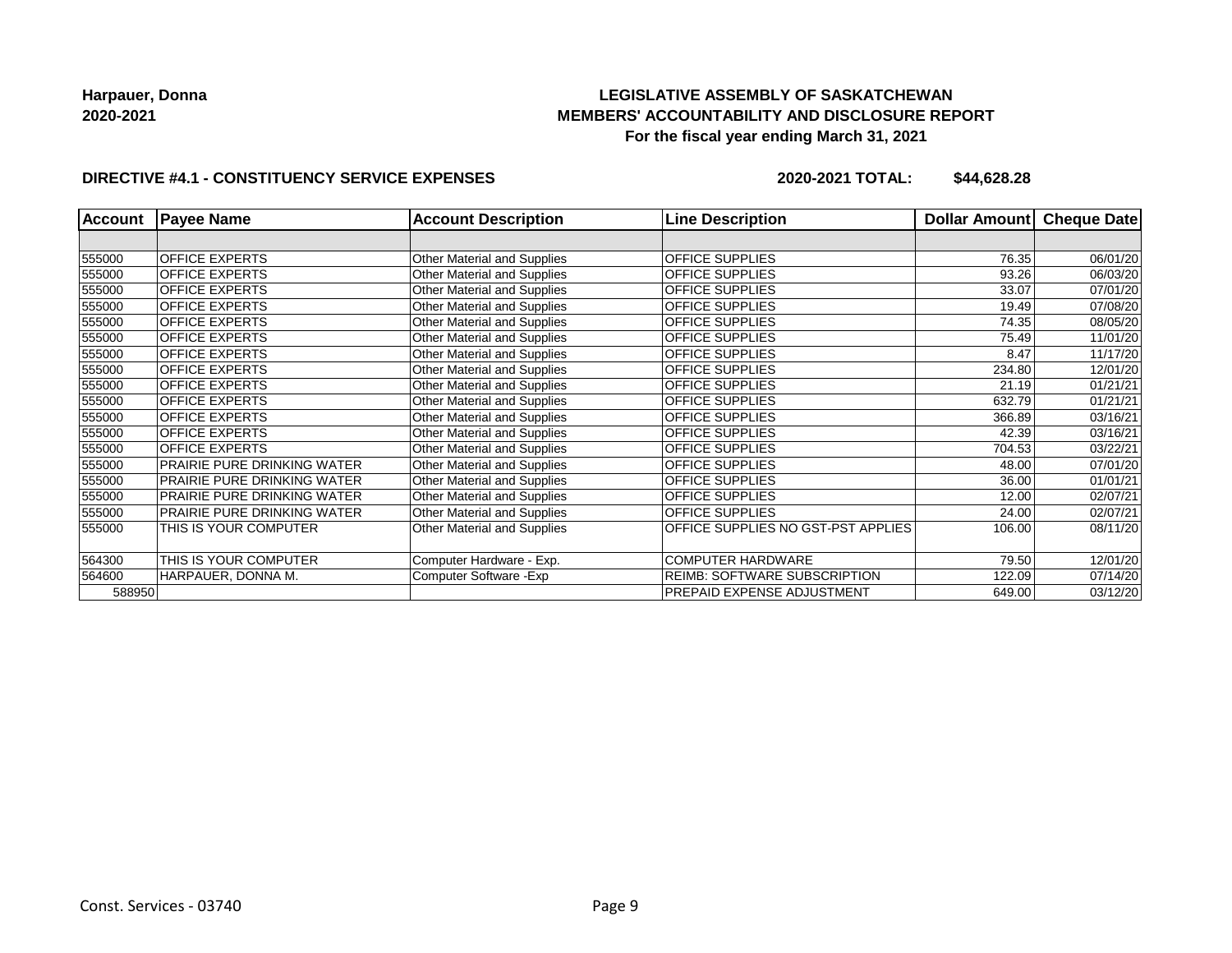**Harpauer, Donna**
**2020-2021**

**LEGISLATIVE ASSEMBLY OF SASKATCHEWAN**
**MEMBERS' ACCOUNTABILITY AND DISCLOSURE REPORT**
**For the fiscal year ending March 31, 2021**

**DIRECTIVE #4.1 - CONSTITUENCY SERVICE EXPENSES** **2020-2021 TOTAL: $44,628.28**

| Account | Payee Name | Account Description | Line Description | Dollar Amount | Cheque Date |
|---|---|---|---|---|---|
| | | | | | |
| 555000 | OFFICE EXPERTS | Other Material and Supplies | OFFICE SUPPLIES | 76.35 | 06/01/20 |
| 555000 | OFFICE EXPERTS | Other Material and Supplies | OFFICE SUPPLIES | 93.26 | 06/03/20 |
| 555000 | OFFICE EXPERTS | Other Material and Supplies | OFFICE SUPPLIES | 33.07 | 07/01/20 |
| 555000 | OFFICE EXPERTS | Other Material and Supplies | OFFICE SUPPLIES | 19.49 | 07/08/20 |
| 555000 | OFFICE EXPERTS | Other Material and Supplies | OFFICE SUPPLIES | 74.35 | 08/05/20 |
| 555000 | OFFICE EXPERTS | Other Material and Supplies | OFFICE SUPPLIES | 75.49 | 11/01/20 |
| 555000 | OFFICE EXPERTS | Other Material and Supplies | OFFICE SUPPLIES | 8.47 | 11/17/20 |
| 555000 | OFFICE EXPERTS | Other Material and Supplies | OFFICE SUPPLIES | 234.80 | 12/01/20 |
| 555000 | OFFICE EXPERTS | Other Material and Supplies | OFFICE SUPPLIES | 21.19 | 01/21/21 |
| 555000 | OFFICE EXPERTS | Other Material and Supplies | OFFICE SUPPLIES | 632.79 | 01/21/21 |
| 555000 | OFFICE EXPERTS | Other Material and Supplies | OFFICE SUPPLIES | 366.89 | 03/16/21 |
| 555000 | OFFICE EXPERTS | Other Material and Supplies | OFFICE SUPPLIES | 42.39 | 03/16/21 |
| 555000 | OFFICE EXPERTS | Other Material and Supplies | OFFICE SUPPLIES | 704.53 | 03/22/21 |
| 555000 | PRAIRIE PURE DRINKING WATER | Other Material and Supplies | OFFICE SUPPLIES | 48.00 | 07/01/20 |
| 555000 | PRAIRIE PURE DRINKING WATER | Other Material and Supplies | OFFICE SUPPLIES | 36.00 | 01/01/21 |
| 555000 | PRAIRIE PURE DRINKING WATER | Other Material and Supplies | OFFICE SUPPLIES | 12.00 | 02/07/21 |
| 555000 | PRAIRIE PURE DRINKING WATER | Other Material and Supplies | OFFICE SUPPLIES | 24.00 | 02/07/21 |
| 555000 | THIS IS YOUR COMPUTER | Other Material and Supplies | OFFICE SUPPLIES NO GST-PST APPLIES | 106.00 | 08/11/20 |
| 564300 | THIS IS YOUR COMPUTER | Computer Hardware - Exp. | COMPUTER HARDWARE | 79.50 | 12/01/20 |
| 564600 | HARPAUER, DONNA M. | Computer Software -Exp | REIMB: SOFTWARE SUBSCRIPTION | 122.09 | 07/14/20 |
| 588950 | | | PREPAID EXPENSE ADJUSTMENT | 649.00 | 03/12/20 |

Const. Services - 03740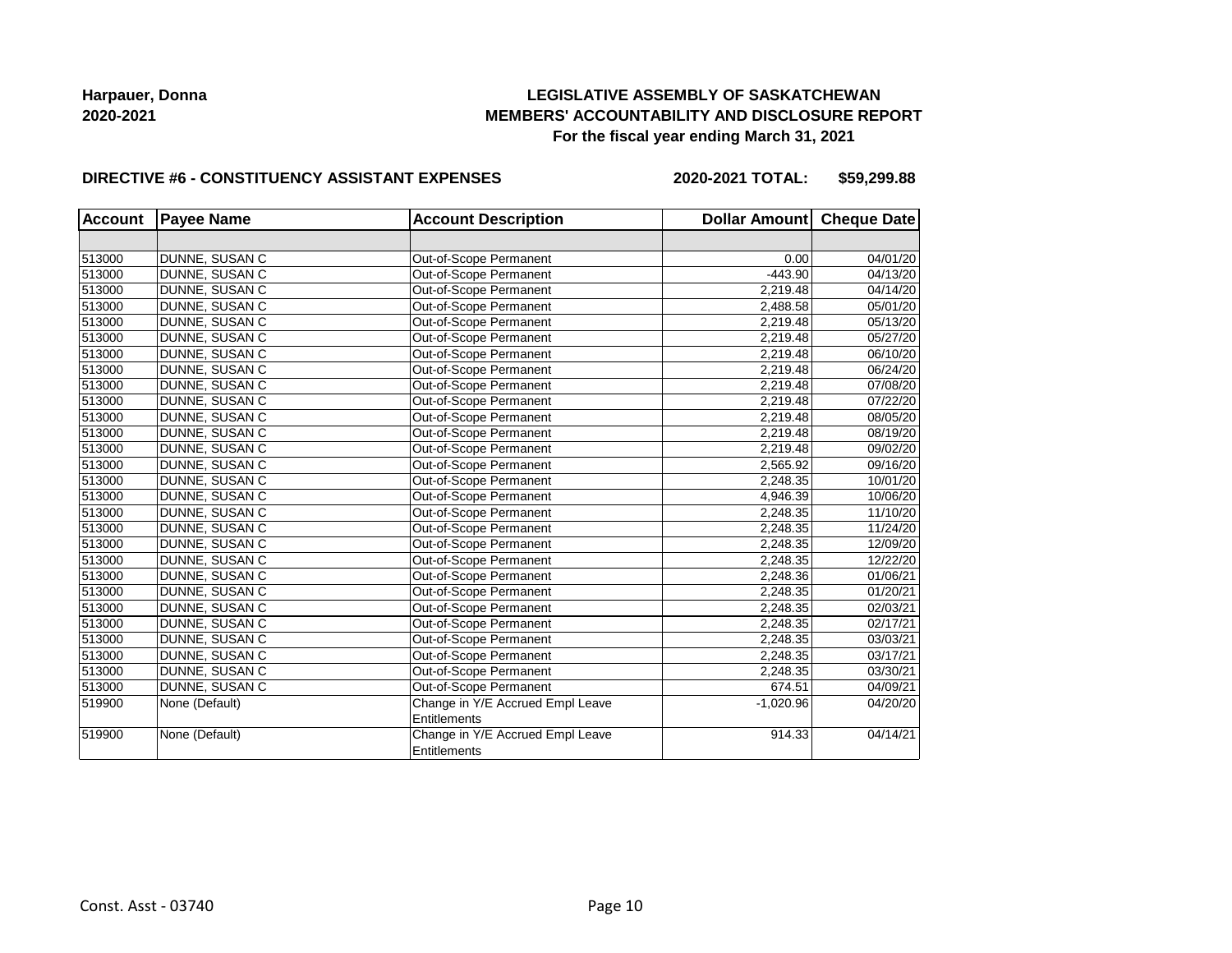**Harpauer, Donna**
**2020-2021**

**LEGISLATIVE ASSEMBLY OF SASKATCHEWAN**
**MEMBERS' ACCOUNTABILITY AND DISCLOSURE REPORT**
**For the fiscal year ending March 31, 2021**

**DIRECTIVE #6 - CONSTITUENCY ASSISTANT EXPENSES** **2020-2021 TOTAL: $59,299.88**

| Account | Payee Name | Account Description | Dollar Amount | Cheque Date |
|---|---|---|---|---|
| | | | | |
| 513000 | DUNNE, SUSAN C | Out-of-Scope Permanent | 0.00 | 04/01/20 |
| 513000 | DUNNE, SUSAN C | Out-of-Scope Permanent | -443.90 | 04/13/20 |
| 513000 | DUNNE, SUSAN C | Out-of-Scope Permanent | 2,219.48 | 04/14/20 |
| 513000 | DUNNE, SUSAN C | Out-of-Scope Permanent | 2,488.58 | 05/01/20 |
| 513000 | DUNNE, SUSAN C | Out-of-Scope Permanent | 2,219.48 | 05/13/20 |
| 513000 | DUNNE, SUSAN C | Out-of-Scope Permanent | 2,219.48 | 05/27/20 |
| 513000 | DUNNE, SUSAN C | Out-of-Scope Permanent | 2,219.48 | 06/10/20 |
| 513000 | DUNNE, SUSAN C | Out-of-Scope Permanent | 2,219.48 | 06/24/20 |
| 513000 | DUNNE, SUSAN C | Out-of-Scope Permanent | 2,219.48 | 07/08/20 |
| 513000 | DUNNE, SUSAN C | Out-of-Scope Permanent | 2,219.48 | 07/22/20 |
| 513000 | DUNNE, SUSAN C | Out-of-Scope Permanent | 2,219.48 | 08/05/20 |
| 513000 | DUNNE, SUSAN C | Out-of-Scope Permanent | 2,219.48 | 08/19/20 |
| 513000 | DUNNE, SUSAN C | Out-of-Scope Permanent | 2,219.48 | 09/02/20 |
| 513000 | DUNNE, SUSAN C | Out-of-Scope Permanent | 2,565.92 | 09/16/20 |
| 513000 | DUNNE, SUSAN C | Out-of-Scope Permanent | 2,248.35 | 10/01/20 |
| 513000 | DUNNE, SUSAN C | Out-of-Scope Permanent | 4,946.39 | 10/06/20 |
| 513000 | DUNNE, SUSAN C | Out-of-Scope Permanent | 2,248.35 | 11/10/20 |
| 513000 | DUNNE, SUSAN C | Out-of-Scope Permanent | 2,248.35 | 11/24/20 |
| 513000 | DUNNE, SUSAN C | Out-of-Scope Permanent | 2,248.35 | 12/09/20 |
| 513000 | DUNNE, SUSAN C | Out-of-Scope Permanent | 2,248.35 | 12/22/20 |
| 513000 | DUNNE, SUSAN C | Out-of-Scope Permanent | 2,248.36 | 01/06/21 |
| 513000 | DUNNE, SUSAN C | Out-of-Scope Permanent | 2,248.35 | 01/20/21 |
| 513000 | DUNNE, SUSAN C | Out-of-Scope Permanent | 2,248.35 | 02/03/21 |
| 513000 | DUNNE, SUSAN C | Out-of-Scope Permanent | 2,248.35 | 02/17/21 |
| 513000 | DUNNE, SUSAN C | Out-of-Scope Permanent | 2,248.35 | 03/03/21 |
| 513000 | DUNNE, SUSAN C | Out-of-Scope Permanent | 2,248.35 | 03/17/21 |
| 513000 | DUNNE, SUSAN C | Out-of-Scope Permanent | 2,248.35 | 03/30/21 |
| 513000 | DUNNE, SUSAN C | Out-of-Scope Permanent | 674.51 | 04/09/21 |
| 519900 | None (Default) | Change in Y/E Accrued Empl Leave Entitlements | -1,020.96 | 04/20/20 |
| 519900 | None (Default) | Change in Y/E Accrued Empl Leave Entitlements | 914.33 | 04/14/21 |

Const. Asst - 03740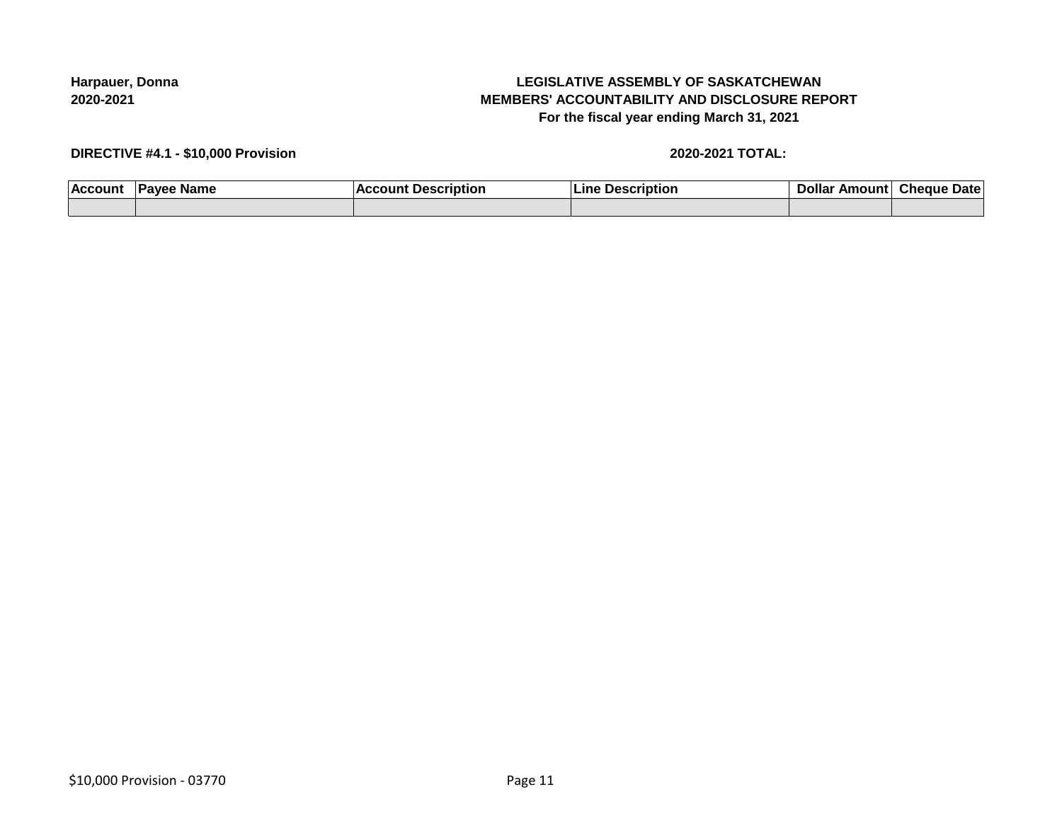**Harpauer, Donna**
**2020-2021**

**LEGISLATIVE ASSEMBLY OF SASKATCHEWAN**
**MEMBERS' ACCOUNTABILITY AND DISCLOSURE REPORT**
**For the fiscal year ending March 31, 2021**

**DIRECTIVE #4.1 - $10,000 Provision**

**2020-2021 TOTAL:**

| Account | Payee Name | Account Description | Line Description | Dollar Amount | Cheque Date |
|---|---|---|---|---|---|
| | | | | | |

$10,000 Provision - 03770